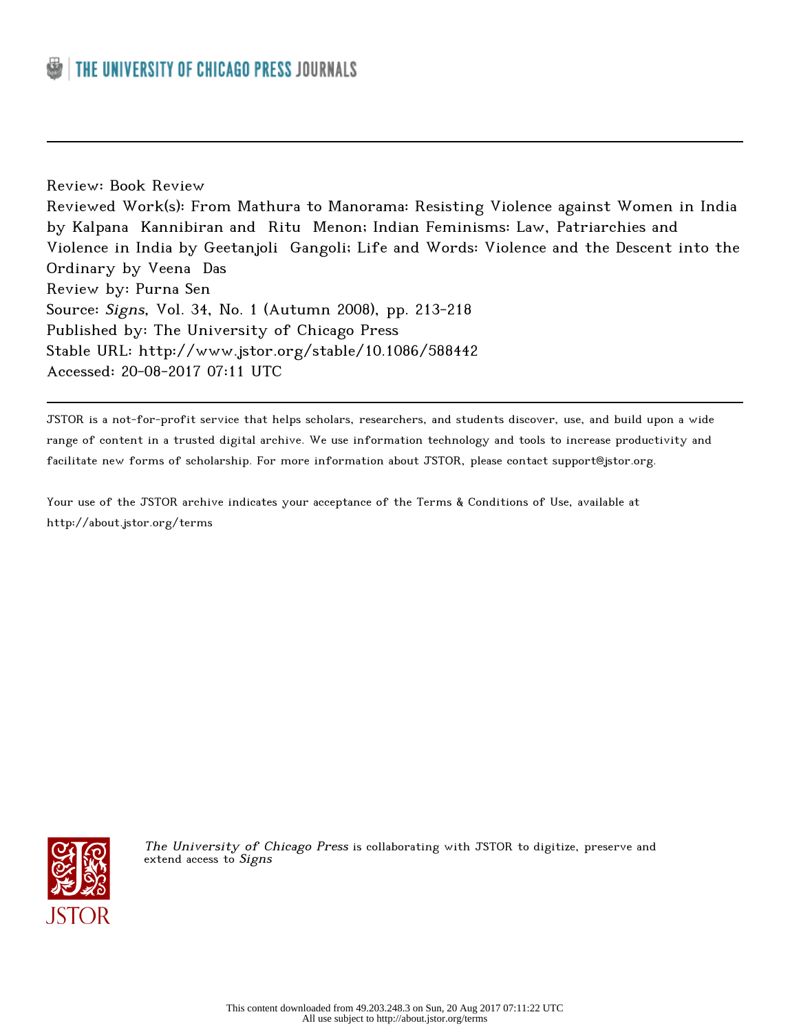Review: Book Review

Reviewed Work(s): From Mathura to Manorama: Resisting Violence against Women in India by Kalpana Kannibiran and Ritu Menon; Indian Feminisms: Law, Patriarchies and Violence in India by Geetanjoli Gangoli; Life and Words: Violence and the Descent into the Ordinary by Veena Das

Review by: Purna Sen

Source: *Signs*, Vol. 34, No. 1 (Autumn 2008), pp. 213-218

Published by: The University of Chicago Press

Stable URL: http://www.jstor.org/stable/10.1086/588442

Accessed: 20-08-2017 07:11 UTC

---

JSTOR is a not-for-profit service that helps scholars, researchers, and students discover, use, and build upon a wide range of content in a trusted digital archive. We use information technology and tools to increase productivity and facilitate new forms of scholarship. For more information about JSTOR, please contact support@jstor.org.

Your use of the JSTOR archive indicates your acceptance of the Terms & Conditions of Use, available at http://about.jstor.org/terms

*The University of Chicago Press* is collaborating with JSTOR to digitize, preserve and extend access to *Signs*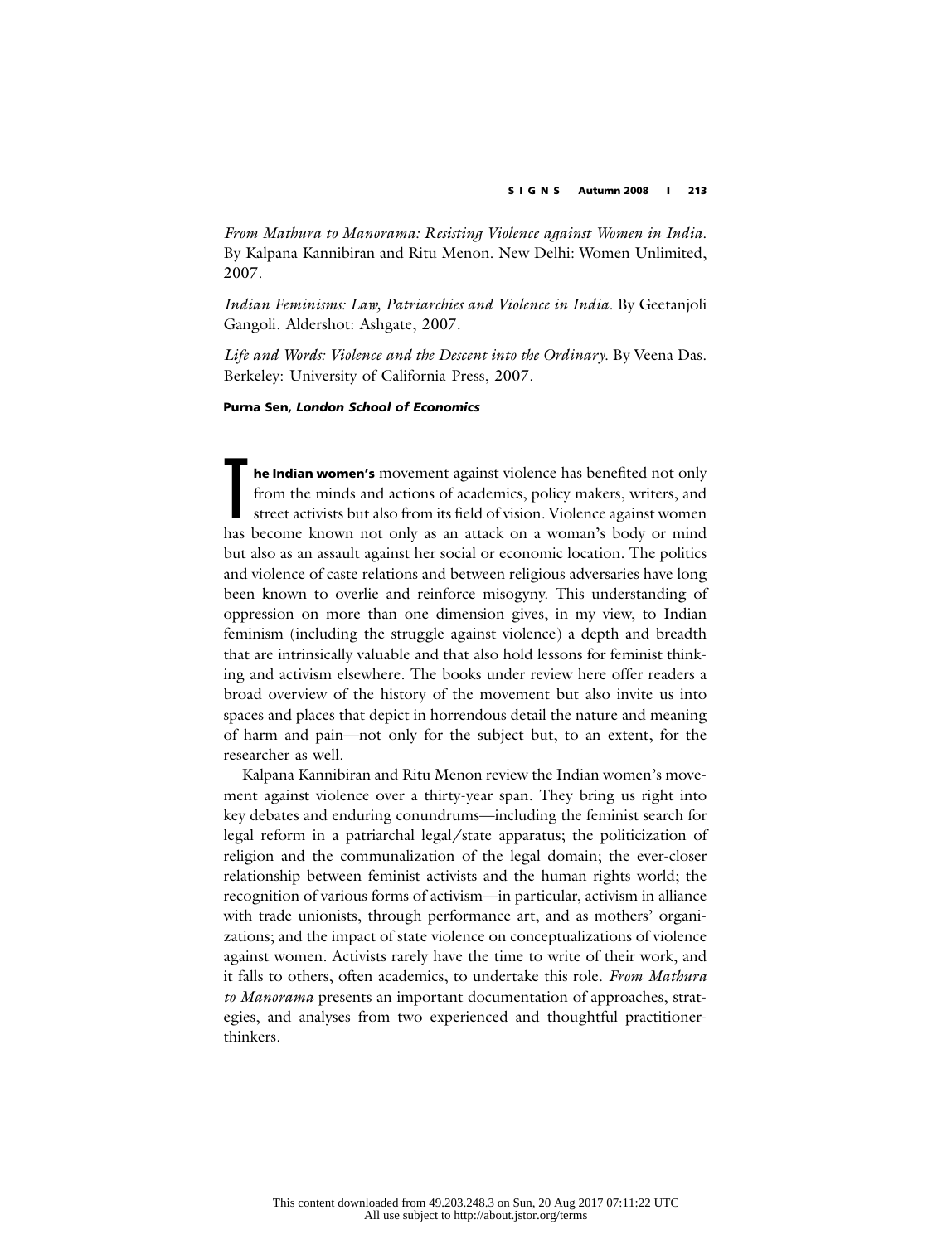*From Mathura to Manorama: Resisting Violence against Women in India.* By Kalpana Kannibiran and Ritu Menon. New Delhi: Women Unlimited, 2007.

*Indian Feminisms: Law, Patriarchies and Violence in India.* By Geetanjoli Gangoli. Aldershot: Ashgate, 2007.

*Life and Words: Violence and the Descent into the Ordinary.* By Veena Das. Berkeley: University of California Press, 2007.

**Purna Sen, *London School of Economics***

**The Indian women's** movement against violence has benefited not only from the minds and actions of academics, policy makers, writers, and street activists but also from its field of vision. Violence against women has become known not only as an attack on a woman's body or mind but also as an assault against her social or economic location. The politics and violence of caste relations and between religious adversaries have long been known to overlie and reinforce misogyny. This understanding of oppression on more than one dimension gives, in my view, to Indian feminism (including the struggle against violence) a depth and breadth that are intrinsically valuable and that also hold lessons for feminist thinking and activism elsewhere. The books under review here offer readers a broad overview of the history of the movement but also invite us into spaces and places that depict in horrendous detail the nature and meaning of harm and pain—not only for the subject but, to an extent, for the researcher as well.

Kalpana Kannibiran and Ritu Menon review the Indian women's movement against violence over a thirty-year span. They bring us right into key debates and enduring conundrums—including the feminist search for legal reform in a patriarchal legal/state apparatus; the politicization of religion and the communalization of the legal domain; the ever-closer relationship between feminist activists and the human rights world; the recognition of various forms of activism—in particular, activism in alliance with trade unionists, through performance art, and as mothers' organizations; and the impact of state violence on conceptualizations of violence against women. Activists rarely have the time to write of their work, and it falls to others, often academics, to undertake this role. *From Mathura to Manorama* presents an important documentation of approaches, strategies, and analyses from two experienced and thoughtful practitioner-thinkers.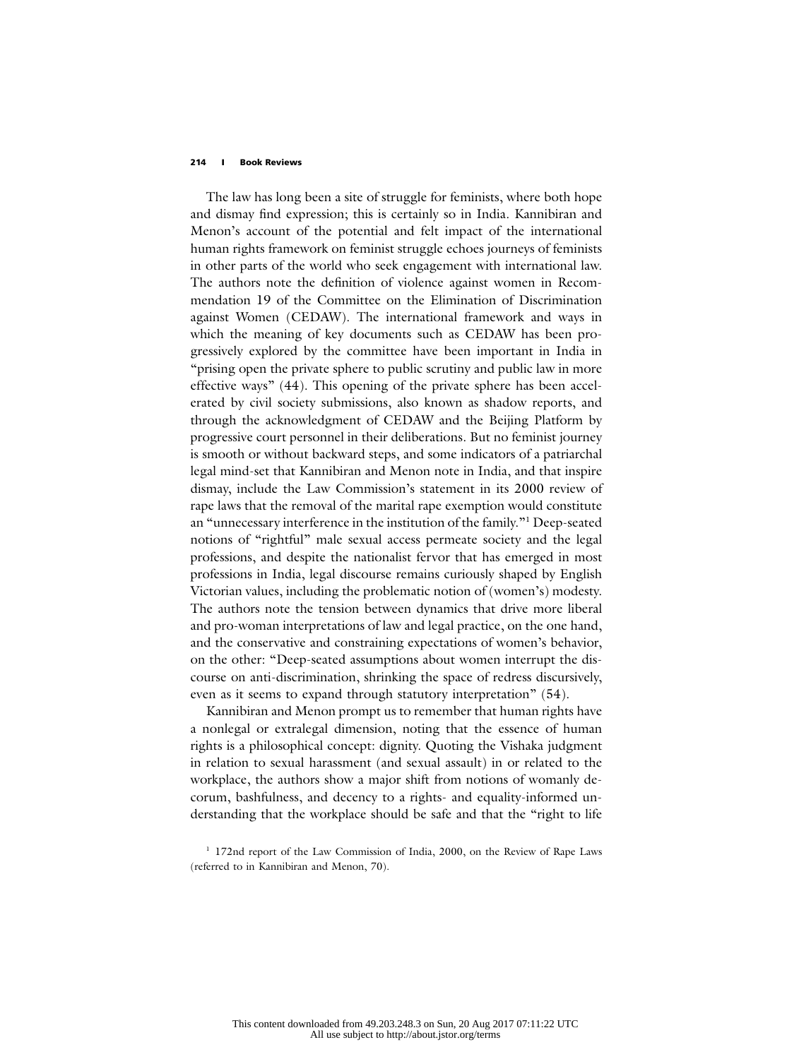The law has long been a site of struggle for feminists, where both hope and dismay find expression; this is certainly so in India. Kannibiran and Menon's account of the potential and felt impact of the international human rights framework on feminist struggle echoes journeys of feminists in other parts of the world who seek engagement with international law. The authors note the definition of violence against women in Recommendation 19 of the Committee on the Elimination of Discrimination against Women (CEDAW). The international framework and ways in which the meaning of key documents such as CEDAW has been progressively explored by the committee have been important in India in "prising open the private sphere to public scrutiny and public law in more effective ways" (44). This opening of the private sphere has been accelerated by civil society submissions, also known as shadow reports, and through the acknowledgment of CEDAW and the Beijing Platform by progressive court personnel in their deliberations. But no feminist journey is smooth or without backward steps, and some indicators of a patriarchal legal mind-set that Kannibiran and Menon note in India, and that inspire dismay, include the Law Commission's statement in its 2000 review of rape laws that the removal of the marital rape exemption would constitute an "unnecessary interference in the institution of the family."[1] Deep-seated notions of "rightful" male sexual access permeate society and the legal professions, and despite the nationalist fervor that has emerged in most professions in India, legal discourse remains curiously shaped by English Victorian values, including the problematic notion of (women's) modesty. The authors note the tension between dynamics that drive more liberal and pro-woman interpretations of law and legal practice, on the one hand, and the conservative and constraining expectations of women's behavior, on the other: "Deep-seated assumptions about women interrupt the discourse on anti-discrimination, shrinking the space of redress discursively, even as it seems to expand through statutory interpretation" (54).

Kannibiran and Menon prompt us to remember that human rights have a nonlegal or extralegal dimension, noting that the essence of human rights is a philosophical concept: dignity. Quoting the Vishaka judgment in relation to sexual harassment (and sexual assault) in or related to the workplace, the authors show a major shift from notions of womanly decorum, bashfulness, and decency to a rights- and equality-informed understanding that the workplace should be safe and that the "right to life

[1] 172nd report of the Law Commission of India, 2000, on the Review of Rape Laws (referred to in Kannibiran and Menon, 70).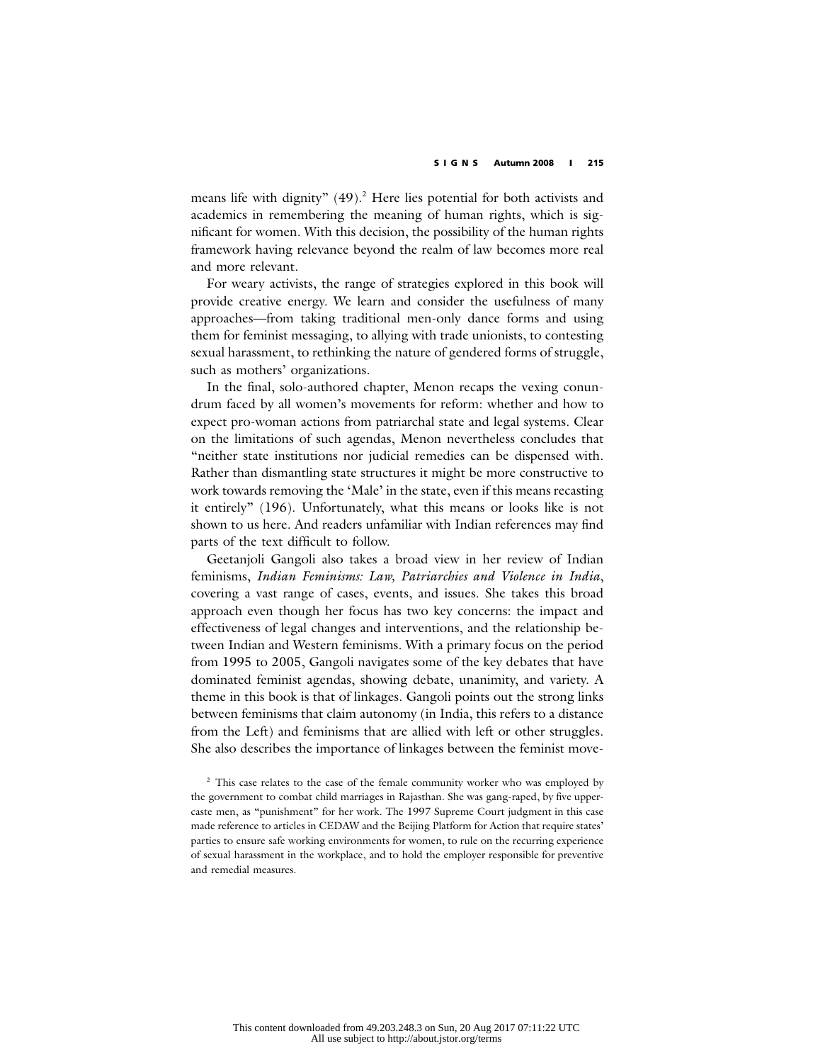means life with dignity" (49).[2] Here lies potential for both activists and academics in remembering the meaning of human rights, which is significant for women. With this decision, the possibility of the human rights framework having relevance beyond the realm of law becomes more real and more relevant.

For weary activists, the range of strategies explored in this book will provide creative energy. We learn and consider the usefulness of many approaches—from taking traditional men-only dance forms and using them for feminist messaging, to allying with trade unionists, to contesting sexual harassment, to rethinking the nature of gendered forms of struggle, such as mothers' organizations.

In the final, solo-authored chapter, Menon recaps the vexing conundrum faced by all women's movements for reform: whether and how to expect pro-woman actions from patriarchal state and legal systems. Clear on the limitations of such agendas, Menon nevertheless concludes that "neither state institutions nor judicial remedies can be dispensed with. Rather than dismantling state structures it might be more constructive to work towards removing the 'Male' in the state, even if this means recasting it entirely" (196). Unfortunately, what this means or looks like is not shown to us here. And readers unfamiliar with Indian references may find parts of the text difficult to follow.

Geetanjoli Gangoli also takes a broad view in her review of Indian feminisms, *Indian Feminisms: Law, Patriarchies and Violence in India*, covering a vast range of cases, events, and issues. She takes this broad approach even though her focus has two key concerns: the impact and effectiveness of legal changes and interventions, and the relationship between Indian and Western feminisms. With a primary focus on the period from 1995 to 2005, Gangoli navigates some of the key debates that have dominated feminist agendas, showing debate, unanimity, and variety. A theme in this book is that of linkages. Gangoli points out the strong links between feminisms that claim autonomy (in India, this refers to a distance from the Left) and feminisms that are allied with left or other struggles. She also describes the importance of linkages between the feminist move-

[2] This case relates to the case of the female community worker who was employed by the government to combat child marriages in Rajasthan. She was gang-raped, by five upper-caste men, as "punishment" for her work. The 1997 Supreme Court judgment in this case made reference to articles in CEDAW and the Beijing Platform for Action that require states' parties to ensure safe working environments for women, to rule on the recurring experience of sexual harassment in the workplace, and to hold the employer responsible for preventive and remedial measures.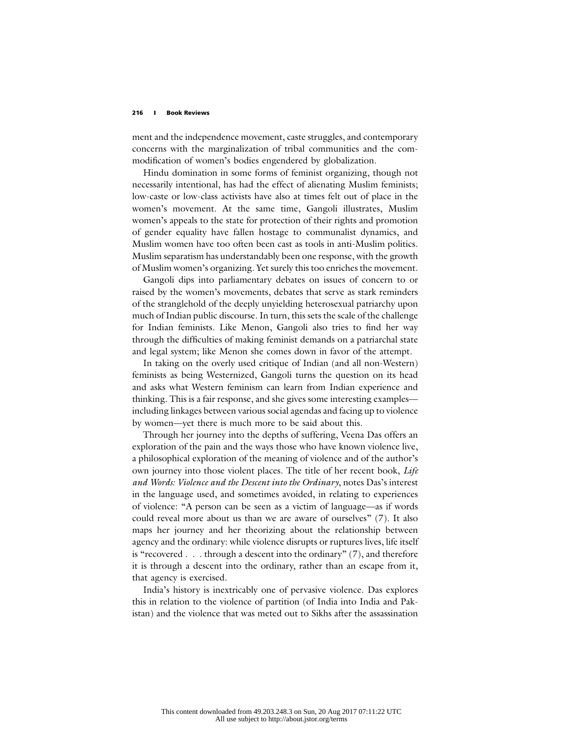ment and the independence movement, caste struggles, and contemporary concerns with the marginalization of tribal communities and the commodification of women's bodies engendered by globalization.

Hindu domination in some forms of feminist organizing, though not necessarily intentional, has had the effect of alienating Muslim feminists; low-caste or low-class activists have also at times felt out of place in the women's movement. At the same time, Gangoli illustrates, Muslim women's appeals to the state for protection of their rights and promotion of gender equality have fallen hostage to communalist dynamics, and Muslim women have too often been cast as tools in anti-Muslim politics. Muslim separatism has understandably been one response, with the growth of Muslim women's organizing. Yet surely this too enriches the movement.

Gangoli dips into parliamentary debates on issues of concern to or raised by the women's movements, debates that serve as stark reminders of the stranglehold of the deeply unyielding heterosexual patriarchy upon much of Indian public discourse. In turn, this sets the scale of the challenge for Indian feminists. Like Menon, Gangoli also tries to find her way through the difficulties of making feminist demands on a patriarchal state and legal system; like Menon she comes down in favor of the attempt.

In taking on the overly used critique of Indian (and all non-Western) feminists as being Westernized, Gangoli turns the question on its head and asks what Western feminism can learn from Indian experience and thinking. This is a fair response, and she gives some interesting examples—including linkages between various social agendas and facing up to violence by women—yet there is much more to be said about this.

Through her journey into the depths of suffering, Veena Das offers an exploration of the pain and the ways those who have known violence live, a philosophical exploration of the meaning of violence and of the author's own journey into those violent places. The title of her recent book, *Life and Words: Violence and the Descent into the Ordinary*, notes Das's interest in the language used, and sometimes avoided, in relating to experiences of violence: "A person can be seen as a victim of language—as if words could reveal more about us than we are aware of ourselves" (7). It also maps her journey and her theorizing about the relationship between agency and the ordinary: while violence disrupts or ruptures lives, life itself is "recovered . . . through a descent into the ordinary" (7), and therefore it is through a descent into the ordinary, rather than an escape from it, that agency is exercised.

India's history is inextricably one of pervasive violence. Das explores this in relation to the violence of partition (of India into India and Pakistan) and the violence that was meted out to Sikhs after the assassination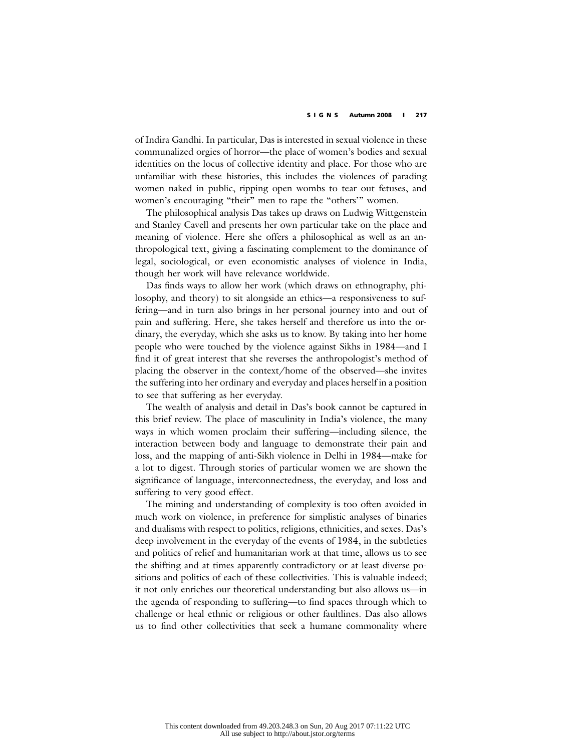of Indira Gandhi. In particular, Das is interested in sexual violence in these communalized orgies of horror—the place of women's bodies and sexual identities on the locus of collective identity and place. For those who are unfamiliar with these histories, this includes the violences of parading women naked in public, ripping open wombs to tear out fetuses, and women's encouraging "their" men to rape the "others'" women.

The philosophical analysis Das takes up draws on Ludwig Wittgenstein and Stanley Cavell and presents her own particular take on the place and meaning of violence. Here she offers a philosophical as well as an anthropological text, giving a fascinating complement to the dominance of legal, sociological, or even economistic analyses of violence in India, though her work will have relevance worldwide.

Das finds ways to allow her work (which draws on ethnography, philosophy, and theory) to sit alongside an ethics—a responsiveness to suffering—and in turn also brings in her personal journey into and out of pain and suffering. Here, she takes herself and therefore us into the ordinary, the everyday, which she asks us to know. By taking into her home people who were touched by the violence against Sikhs in 1984—and I find it of great interest that she reverses the anthropologist's method of placing the observer in the context/home of the observed—she invites the suffering into her ordinary and everyday and places herself in a position to see that suffering as her everyday.

The wealth of analysis and detail in Das's book cannot be captured in this brief review. The place of masculinity in India's violence, the many ways in which women proclaim their suffering—including silence, the interaction between body and language to demonstrate their pain and loss, and the mapping of anti-Sikh violence in Delhi in 1984—make for a lot to digest. Through stories of particular women we are shown the significance of language, interconnectedness, the everyday, and loss and suffering to very good effect.

The mining and understanding of complexity is too often avoided in much work on violence, in preference for simplistic analyses of binaries and dualisms with respect to politics, religions, ethnicities, and sexes. Das's deep involvement in the everyday of the events of 1984, in the subtleties and politics of relief and humanitarian work at that time, allows us to see the shifting and at times apparently contradictory or at least diverse positions and politics of each of these collectivities. This is valuable indeed; it not only enriches our theoretical understanding but also allows us—in the agenda of responding to suffering—to find spaces through which to challenge or heal ethnic or religious or other faultlines. Das also allows us to find other collectivities that seek a humane commonality where

This content downloaded from 49.203.248.3 on Sun, 20 Aug 2017 07:11:22 UTC
All use subject to http://about.jstor.org/terms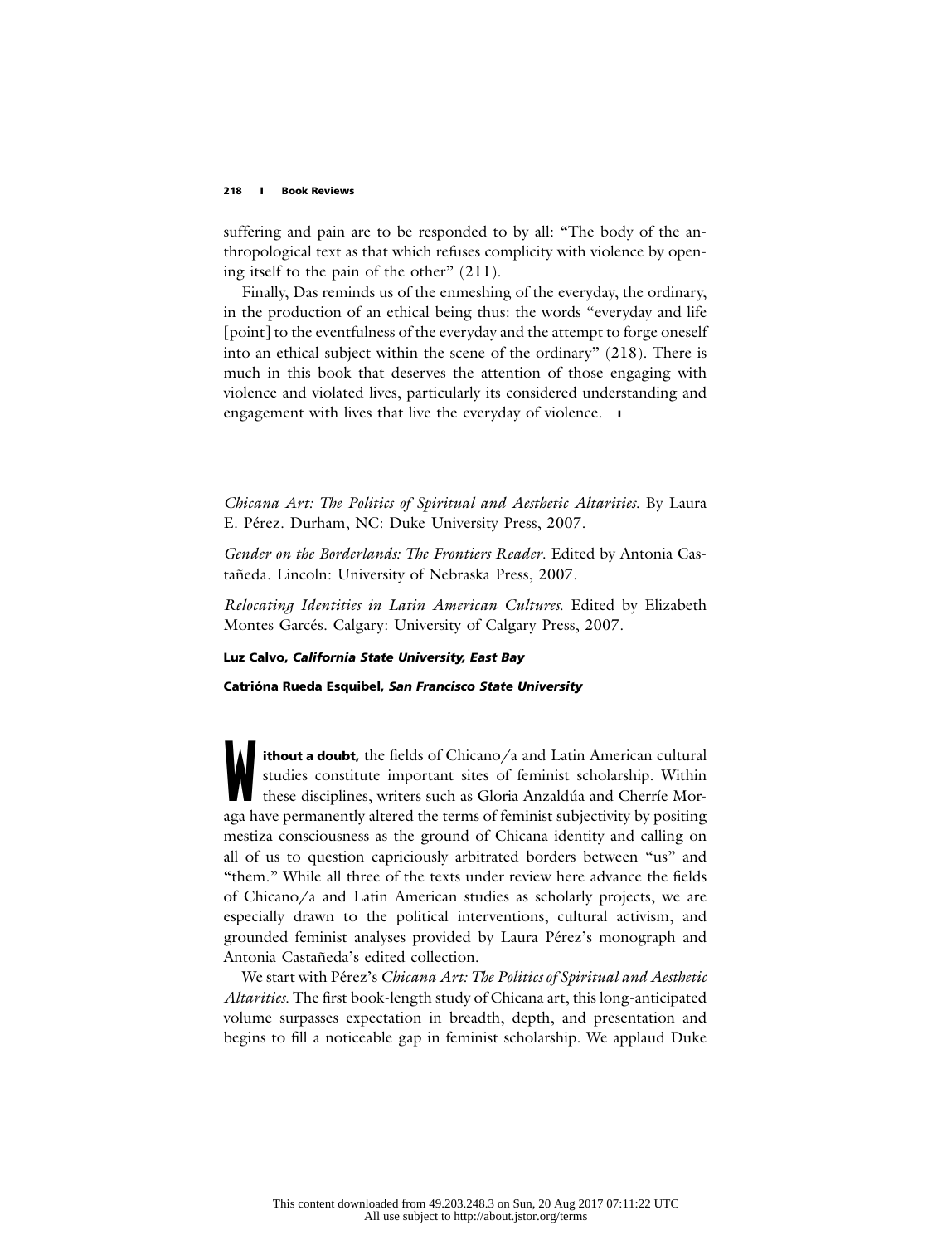suffering and pain are to be responded to by all: "The body of the anthropological text as that which refuses complicity with violence by opening itself to the pain of the other" (211).

Finally, Das reminds us of the enmeshing of the everyday, the ordinary, in the production of an ethical being thus: the words "everyday and life [point] to the eventfulness of the everyday and the attempt to forge oneself into an ethical subject within the scene of the ordinary" (218). There is much in this book that deserves the attention of those engaging with violence and violated lives, particularly its considered understanding and engagement with lives that live the everyday of violence.

*Chicana Art: The Politics of Spiritual and Aesthetic Altarities.* By Laura E. Pérez. Durham, NC: Duke University Press, 2007.

*Gender on the Borderlands: The Frontiers Reader.* Edited by Antonia Castañeda. Lincoln: University of Nebraska Press, 2007.

*Relocating Identities in Latin American Cultures.* Edited by Elizabeth Montes Garcés. Calgary: University of Calgary Press, 2007.

**Luz Calvo, *California State University, East Bay***

**Catrióna Rueda Esquibel, *San Francisco State University***

**Without a doubt,** the fields of Chicano/a and Latin American cultural studies constitute important sites of feminist scholarship. Within these disciplines, writers such as Gloria Anzaldúa and Cherríe Moraga have permanently altered the terms of feminist subjectivity by positing mestiza consciousness as the ground of Chicana identity and calling on all of us to question capriciously arbitrated borders between "us" and "them." While all three of the texts under review here advance the fields of Chicano/a and Latin American studies as scholarly projects, we are especially drawn to the political interventions, cultural activism, and grounded feminist analyses provided by Laura Pérez's monograph and Antonia Castañeda's edited collection.

We start with Pérez's *Chicana Art: The Politics of Spiritual and Aesthetic Altarities.* The first book-length study of Chicana art, this long-anticipated volume surpasses expectation in breadth, depth, and presentation and begins to fill a noticeable gap in feminist scholarship. We applaud Duke